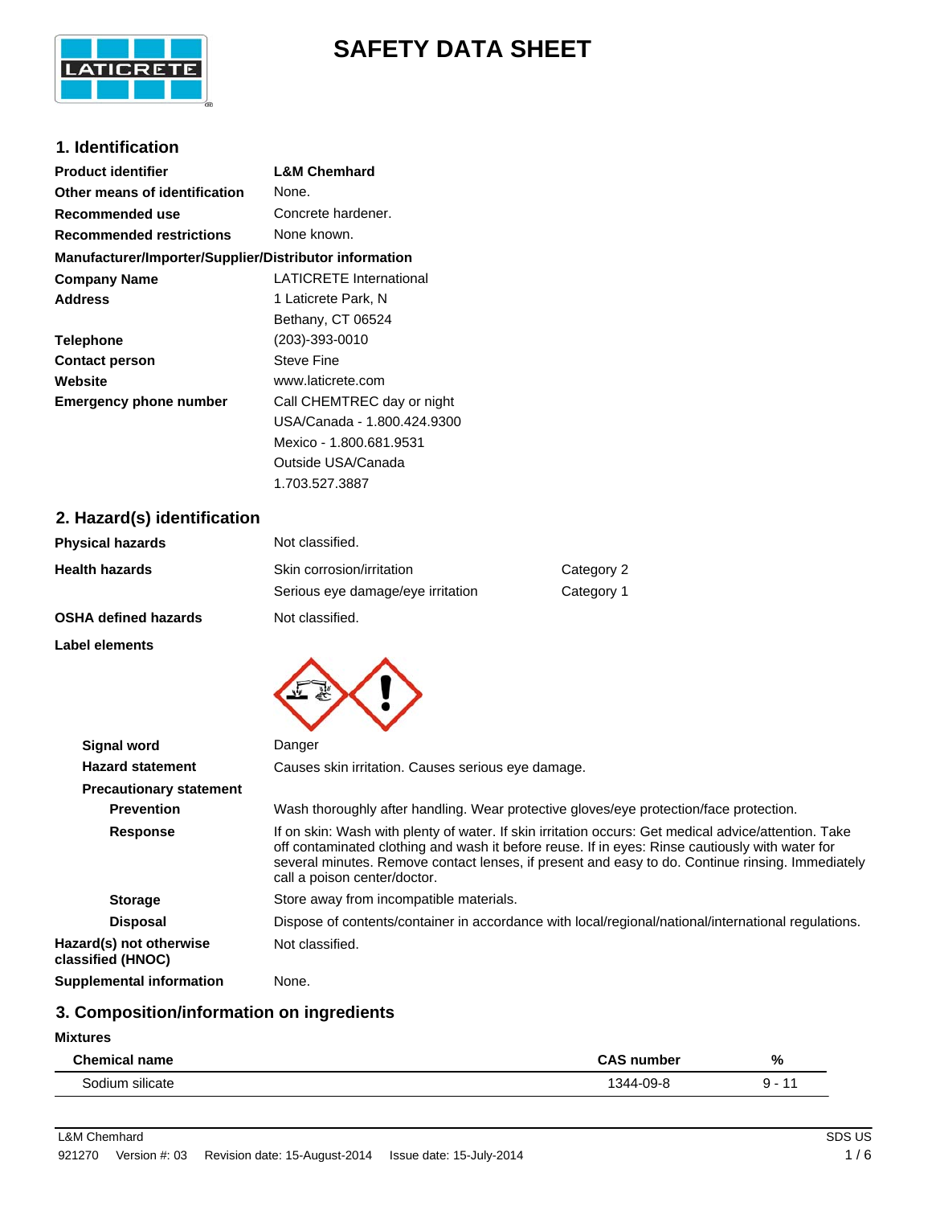# SAFETY DATA SHEET

## 1. Identification

| | |
|---|---|
| **Product identifier** | **L&M Chemhard** |
| **Other means of identification** | None. |
| **Recommended use** | Concrete hardener. |
| **Recommended restrictions** | None known. |

**Manufacturer/Importer/Supplier/Distributor information**

| | |
|---|---|
| **Company Name** | LATICRETE International |
| **Address** | 1 Laticrete Park, N<br>Bethany, CT 06524 |
| **Telephone** | (203)-393-0010 |
| **Contact person** | Steve Fine |
| **Website** | www.laticrete.com |
| **Emergency phone number** | Call CHEMTREC day or night<br>USA/Canada - 1.800.424.9300<br>Mexico - 1.800.681.9531<br>Outside USA/Canada<br>1.703.527.3887 |

## 2. Hazard(s) identification

| | | |
|---|---|---|
| **Physical hazards** | Not classified. | |
| **Health hazards** | Skin corrosion/irritation | Category 2 |
| | Serious eye damage/eye irritation | Category 1 |
| **OSHA defined hazards** | Not classified. | |

**Label elements**

**Signal word** Danger

**Hazard statement** Causes skin irritation. Causes serious eye damage.

**Precautionary statement**

**Prevention** Wash thoroughly after handling. Wear protective gloves/eye protection/face protection.

**Response** If on skin: Wash with plenty of water. If skin irritation occurs: Get medical advice/attention. Take off contaminated clothing and wash it before reuse. If in eyes: Rinse cautiously with water for several minutes. Remove contact lenses, if present and easy to do. Continue rinsing. Immediately call a poison center/doctor.

**Storage** Store away from incompatible materials.

**Disposal** Dispose of contents/container in accordance with local/regional/national/international regulations.

**Hazard(s) not otherwise classified (HNOC)** Not classified.

**Supplemental information** None.

## 3. Composition/information on ingredients

**Mixtures**

| Chemical name | CAS number | % |
|---|---|---|
| Sodium silicate | 1344-09-8 | 9 - 11 |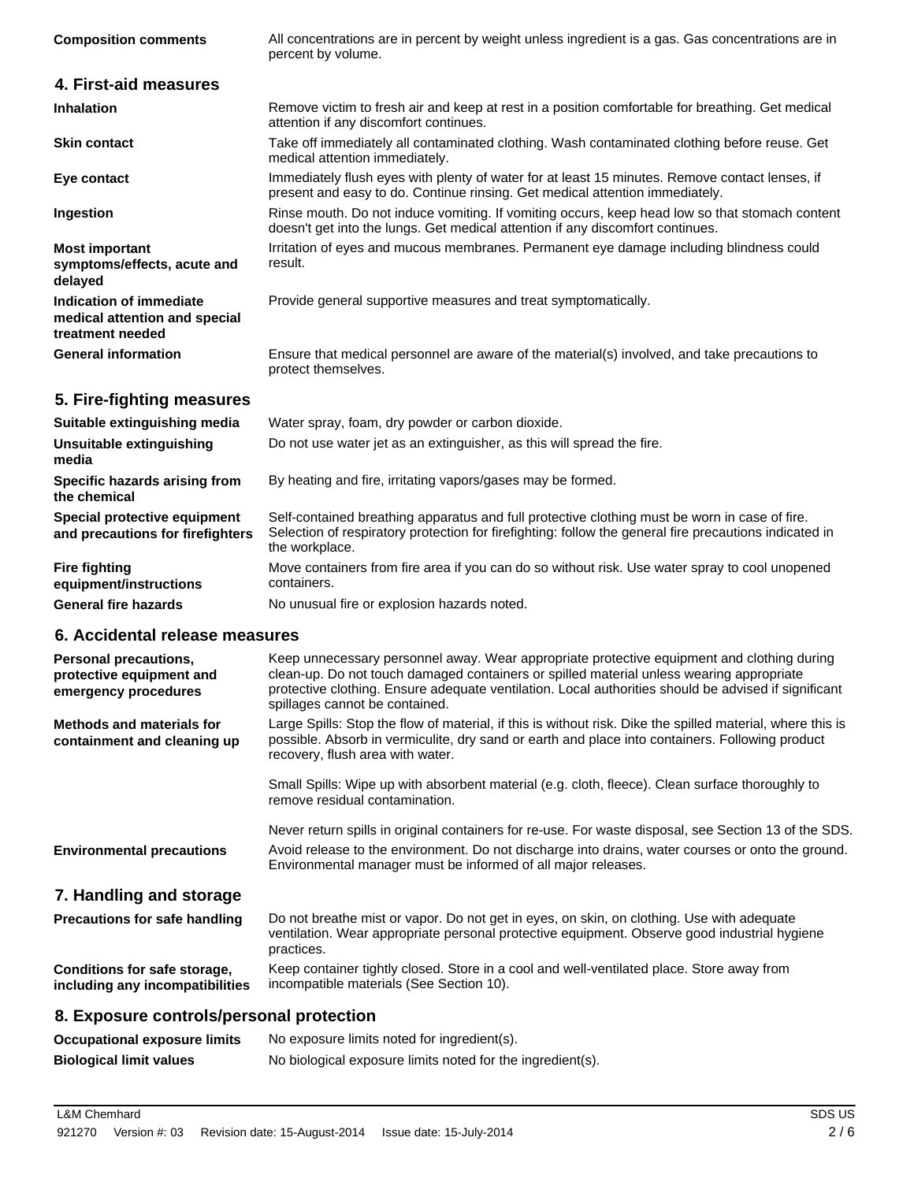**Composition comments** All concentrations are in percent by weight unless ingredient is a gas. Gas concentrations are in percent by volume.

## 4. First-aid measures

**Inhalation** Remove victim to fresh air and keep at rest in a position comfortable for breathing. Get medical attention if any discomfort continues.

**Skin contact** Take off immediately all contaminated clothing. Wash contaminated clothing before reuse. Get medical attention immediately.

**Eye contact** Immediately flush eyes with plenty of water for at least 15 minutes. Remove contact lenses, if present and easy to do. Continue rinsing. Get medical attention immediately.

**Ingestion** Rinse mouth. Do not induce vomiting. If vomiting occurs, keep head low so that stomach content doesn't get into the lungs. Get medical attention if any discomfort continues.

**Most important symptoms/effects, acute and delayed** Irritation of eyes and mucous membranes. Permanent eye damage including blindness could result.

**Indication of immediate medical attention and special treatment needed** Provide general supportive measures and treat symptomatically.

**General information** Ensure that medical personnel are aware of the material(s) involved, and take precautions to protect themselves.

## 5. Fire-fighting measures

**Suitable extinguishing media** Water spray, foam, dry powder or carbon dioxide.

**Unsuitable extinguishing media** Do not use water jet as an extinguisher, as this will spread the fire.

**Specific hazards arising from the chemical** By heating and fire, irritating vapors/gases may be formed.

**Special protective equipment and precautions for firefighters** Self-contained breathing apparatus and full protective clothing must be worn in case of fire. Selection of respiratory protection for firefighting: follow the general fire precautions indicated in the workplace.

**Fire fighting equipment/instructions** Move containers from fire area if you can do so without risk. Use water spray to cool unopened containers.

**General fire hazards** No unusual fire or explosion hazards noted.

## 6. Accidental release measures

**Personal precautions, protective equipment and emergency procedures** Keep unnecessary personnel away. Wear appropriate protective equipment and clothing during clean-up. Do not touch damaged containers or spilled material unless wearing appropriate protective clothing. Ensure adequate ventilation. Local authorities should be advised if significant spillages cannot be contained.

**Methods and materials for containment and cleaning up** Large Spills: Stop the flow of material, if this is without risk. Dike the spilled material, where this is possible. Absorb in vermiculite, dry sand or earth and place into containers. Following product recovery, flush area with water.

Small Spills: Wipe up with absorbent material (e.g. cloth, fleece). Clean surface thoroughly to remove residual contamination.

Never return spills in original containers for re-use. For waste disposal, see Section 13 of the SDS.

**Environmental precautions** Avoid release to the environment. Do not discharge into drains, water courses or onto the ground. Environmental manager must be informed of all major releases.

## 7. Handling and storage

**Precautions for safe handling** Do not breathe mist or vapor. Do not get in eyes, on skin, on clothing. Use with adequate ventilation. Wear appropriate personal protective equipment. Observe good industrial hygiene practices.

**Conditions for safe storage, including any incompatibilities** Keep container tightly closed. Store in a cool and well-ventilated place. Store away from incompatible materials (See Section 10).

## 8. Exposure controls/personal protection

**Occupational exposure limits** No exposure limits noted for ingredient(s).

**Biological limit values** No biological exposure limits noted for the ingredient(s).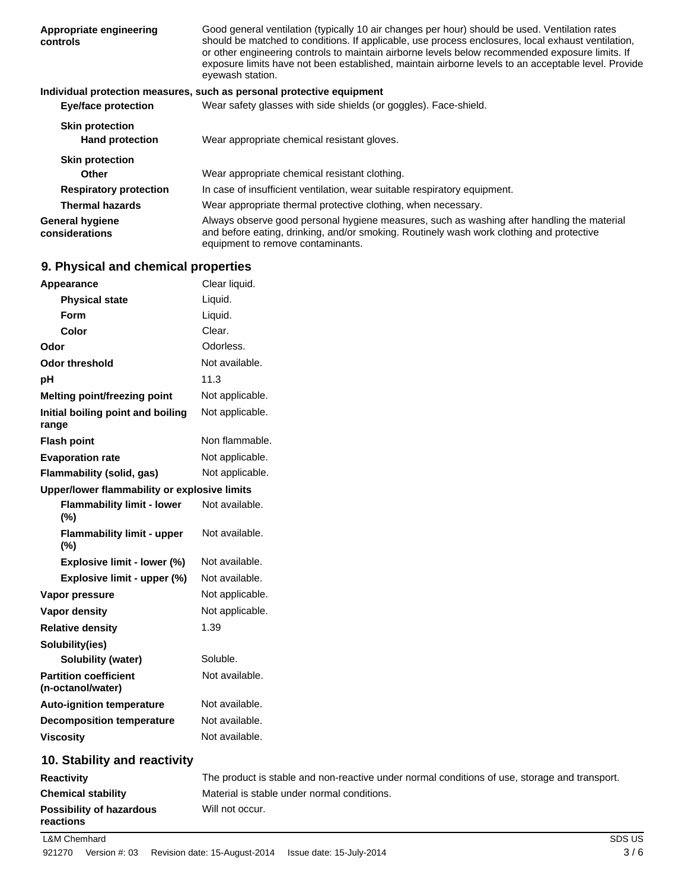| | |
|---|---|
| **Appropriate engineering controls** | Good general ventilation (typically 10 air changes per hour) should be used. Ventilation rates should be matched to conditions. If applicable, use process enclosures, local exhaust ventilation, or other engineering controls to maintain airborne levels below recommended exposure limits. If exposure limits have not been established, maintain airborne levels to an acceptable level. Provide eyewash station. |

**Individual protection measures, such as personal protective equipment**

| | |
|---|---|
| **Eye/face protection** | Wear safety glasses with side shields (or goggles). Face-shield. |
| **Skin protection** | |
| **Hand protection** | Wear appropriate chemical resistant gloves. |
| **Skin protection** | |
| **Other** | Wear appropriate chemical resistant clothing. |
| **Respiratory protection** | In case of insufficient ventilation, wear suitable respiratory equipment. |
| **Thermal hazards** | Wear appropriate thermal protective clothing, when necessary. |
| **General hygiene considerations** | Always observe good personal hygiene measures, such as washing after handling the material and before eating, drinking, and/or smoking. Routinely wash work clothing and protective equipment to remove contaminants. |

## 9. Physical and chemical properties

| | |
|---|---|
| **Appearance** | Clear liquid. |
| **Physical state** | Liquid. |
| **Form** | Liquid. |
| **Color** | Clear. |
| **Odor** | Odorless. |
| **Odor threshold** | Not available. |
| **pH** | 11.3 |
| **Melting point/freezing point** | Not applicable. |
| **Initial boiling point and boiling range** | Not applicable. |
| **Flash point** | Non flammable. |
| **Evaporation rate** | Not applicable. |
| **Flammability (solid, gas)** | Not applicable. |
| **Upper/lower flammability or explosive limits** | |
| **Flammability limit - lower (%)** | Not available. |
| **Flammability limit - upper (%)** | Not available. |
| **Explosive limit - lower (%)** | Not available. |
| **Explosive limit - upper (%)** | Not available. |
| **Vapor pressure** | Not applicable. |
| **Vapor density** | Not applicable. |
| **Relative density** | 1.39 |
| **Solubility(ies)** | |
| **Solubility (water)** | Soluble. |
| **Partition coefficient (n-octanol/water)** | Not available. |
| **Auto-ignition temperature** | Not available. |
| **Decomposition temperature** | Not available. |
| **Viscosity** | Not available. |

## 10. Stability and reactivity

| | |
|---|---|
| **Reactivity** | The product is stable and non-reactive under normal conditions of use, storage and transport. |
| **Chemical stability** | Material is stable under normal conditions. |
| **Possibility of hazardous reactions** | Will not occur. |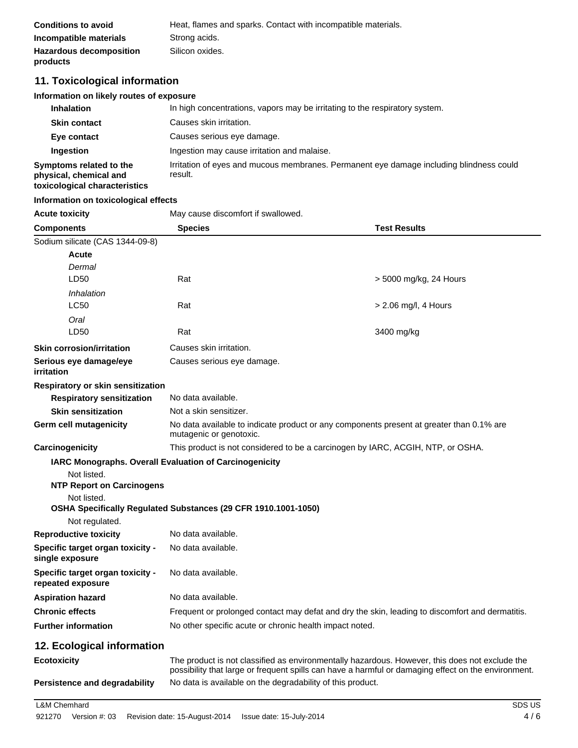| | |
|---|---|
| **Conditions to avoid** | Heat, flames and sparks. Contact with incompatible materials. |
| **Incompatible materials** | Strong acids. |
| **Hazardous decomposition products** | Silicon oxides. |

## 11. Toxicological information

**Information on likely routes of exposure**

| | |
|---|---|
| **Inhalation** | In high concentrations, vapors may be irritating to the respiratory system. |
| **Skin contact** | Causes skin irritation. |
| **Eye contact** | Causes serious eye damage. |
| **Ingestion** | Ingestion may cause irritation and malaise. |
| **Symptoms related to the physical, chemical and toxicological characteristics** | Irritation of eyes and mucous membranes. Permanent eye damage including blindness could result. |

**Information on toxicological effects**

**Acute toxicity** May cause discomfort if swallowed.

| Components | Species | Test Results |
|---|---|---|
| Sodium silicate (CAS 1344-09-8) | | |
| **Acute** | | |
| *Dermal* | | |
| LD50 | Rat | > 5000 mg/kg, 24 Hours |
| *Inhalation* | | |
| LC50 | Rat | > 2.06 mg/l, 4 Hours |
| *Oral* | | |
| LD50 | Rat | 3400 mg/kg |

| | |
|---|---|
| **Skin corrosion/irritation** | Causes skin irritation. |
| **Serious eye damage/eye irritation** | Causes serious eye damage. |

**Respiratory or skin sensitization**

| | |
|---|---|
| **Respiratory sensitization** | No data available. |
| **Skin sensitization** | Not a skin sensitizer. |
| **Germ cell mutagenicity** | No data available to indicate product or any components present at greater than 0.1% are mutagenic or genotoxic. |
| **Carcinogenicity** | This product is not considered to be a carcinogen by IARC, ACGIH, NTP, or OSHA. |

**IARC Monographs. Overall Evaluation of Carcinogenicity**

Not listed.

**NTP Report on Carcinogens**

Not listed.

**OSHA Specifically Regulated Substances (29 CFR 1910.1001-1050)**

Not regulated.

| | |
|---|---|
| **Reproductive toxicity** | No data available. |
| **Specific target organ toxicity - single exposure** | No data available. |
| **Specific target organ toxicity - repeated exposure** | No data available. |
| **Aspiration hazard** | No data available. |
| **Chronic effects** | Frequent or prolonged contact may defat and dry the skin, leading to discomfort and dermatitis. |
| **Further information** | No other specific acute or chronic health impact noted. |

## 12. Ecological information

| | |
|---|---|
| **Ecotoxicity** | The product is not classified as environmentally hazardous. However, this does not exclude the possibility that large or frequent spills can have a harmful or damaging effect on the environment. |
| **Persistence and degradability** | No data is available on the degradability of this product. |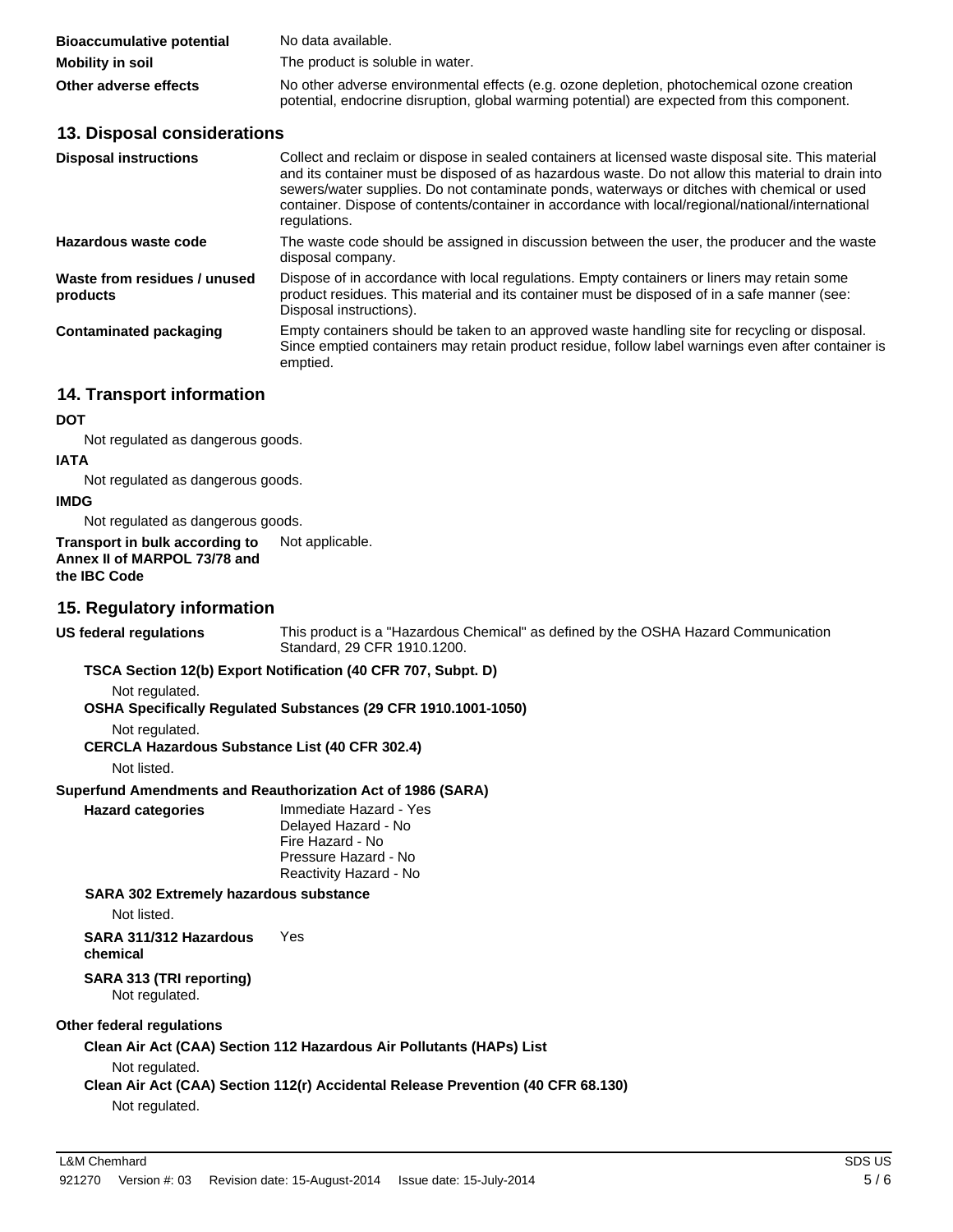**Bioaccumulative potential** No data available.

**Mobility in soil** The product is soluble in water.

**Other adverse effects** No other adverse environmental effects (e.g. ozone depletion, photochemical ozone creation potential, endocrine disruption, global warming potential) are expected from this component.

## 13. Disposal considerations

**Disposal instructions** Collect and reclaim or dispose in sealed containers at licensed waste disposal site. This material and its container must be disposed of as hazardous waste. Do not allow this material to drain into sewers/water supplies. Do not contaminate ponds, waterways or ditches with chemical or used container. Dispose of contents/container in accordance with local/regional/national/international regulations.

**Hazardous waste code** The waste code should be assigned in discussion between the user, the producer and the waste disposal company.

**Waste from residues / unused products** Dispose of in accordance with local regulations. Empty containers or liners may retain some product residues. This material and its container must be disposed of in a safe manner (see: Disposal instructions).

**Contaminated packaging** Empty containers should be taken to an approved waste handling site for recycling or disposal. Since emptied containers may retain product residue, follow label warnings even after container is emptied.

## 14. Transport information

**DOT**

Not regulated as dangerous goods.

**IATA**

Not regulated as dangerous goods.

**IMDG**

Not regulated as dangerous goods.

**Transport in bulk according to Annex II of MARPOL 73/78 and the IBC Code** Not applicable.

## 15. Regulatory information

**US federal regulations** This product is a "Hazardous Chemical" as defined by the OSHA Hazard Communication Standard, 29 CFR 1910.1200.

**TSCA Section 12(b) Export Notification (40 CFR 707, Subpt. D)**

Not regulated.

**OSHA Specifically Regulated Substances (29 CFR 1910.1001-1050)**

Not regulated.

**CERCLA Hazardous Substance List (40 CFR 302.4)**

Not listed.

**Superfund Amendments and Reauthorization Act of 1986 (SARA)**

**Hazard categories**
Immediate Hazard - Yes
Delayed Hazard - No
Fire Hazard - No
Pressure Hazard - No
Reactivity Hazard - No

**SARA 302 Extremely hazardous substance**

Not listed.

**SARA 311/312 Hazardous chemical** Yes

**SARA 313 (TRI reporting)**

Not regulated.

**Other federal regulations**

**Clean Air Act (CAA) Section 112 Hazardous Air Pollutants (HAPs) List**

Not regulated.

**Clean Air Act (CAA) Section 112(r) Accidental Release Prevention (40 CFR 68.130)**

Not regulated.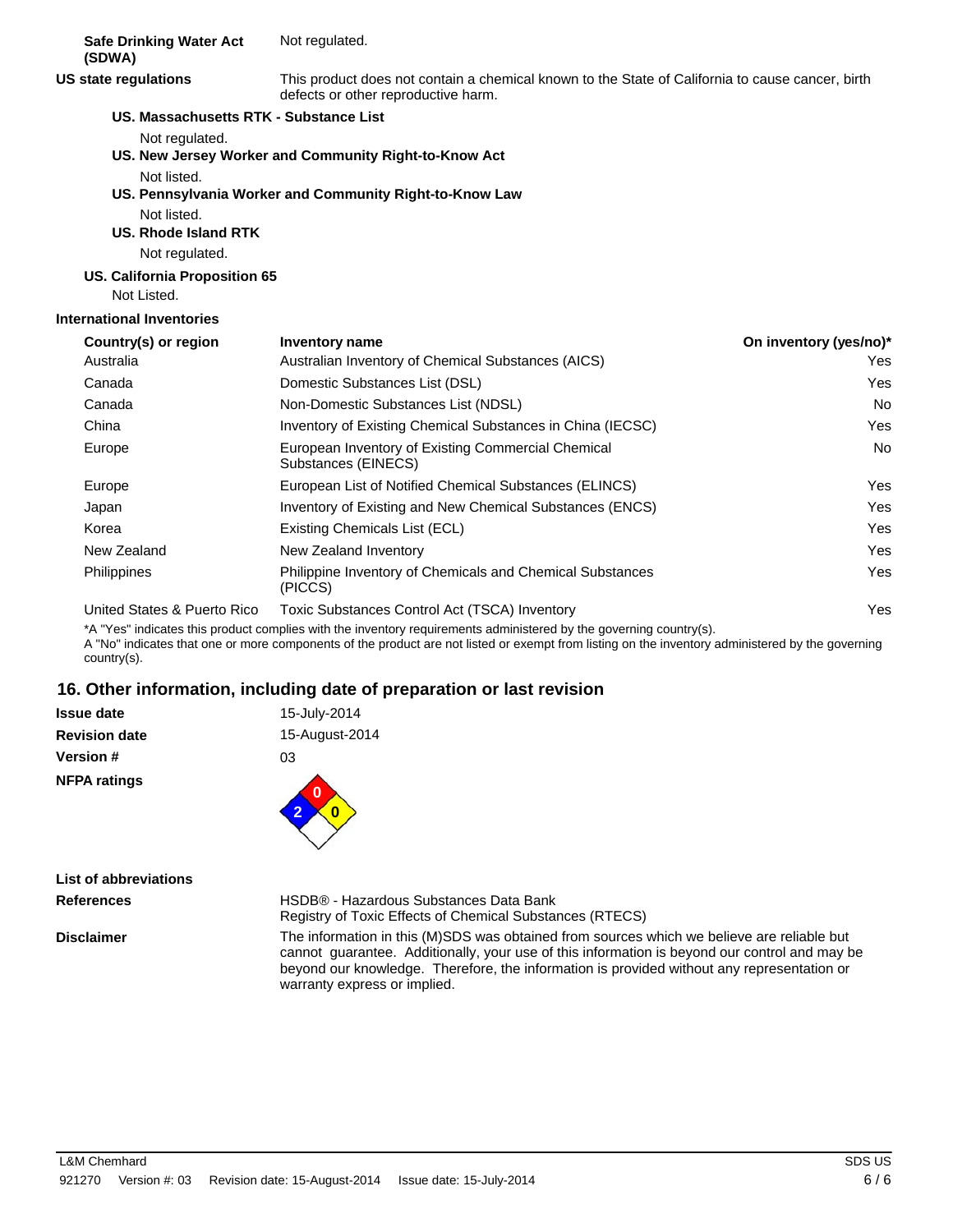**Safe Drinking Water Act (SDWA)** Not regulated.

**US state regulations** This product does not contain a chemical known to the State of California to cause cancer, birth defects or other reproductive harm.

**US. Massachusetts RTK - Substance List**

Not regulated.

**US. New Jersey Worker and Community Right-to-Know Act**

Not listed.

**US. Pennsylvania Worker and Community Right-to-Know Law**

Not listed.

**US. Rhode Island RTK**

Not regulated.

**US. California Proposition 65**

Not Listed.

**International Inventories**

| Country(s) or region | Inventory name | On inventory (yes/no)* |
|---|---|---|
| Australia | Australian Inventory of Chemical Substances (AICS) | Yes |
| Canada | Domestic Substances List (DSL) | Yes |
| Canada | Non-Domestic Substances List (NDSL) | No |
| China | Inventory of Existing Chemical Substances in China (IECSC) | Yes |
| Europe | European Inventory of Existing Commercial Chemical Substances (EINECS) | No |
| Europe | European List of Notified Chemical Substances (ELINCS) | Yes |
| Japan | Inventory of Existing and New Chemical Substances (ENCS) | Yes |
| Korea | Existing Chemicals List (ECL) | Yes |
| New Zealand | New Zealand Inventory | Yes |
| Philippines | Philippine Inventory of Chemicals and Chemical Substances (PICCS) | Yes |
| United States & Puerto Rico | Toxic Substances Control Act (TSCA) Inventory | Yes |

*A "Yes" indicates this product complies with the inventory requirements administered by the governing country(s).
A "No" indicates that one or more components of the product are not listed or exempt from listing on the inventory administered by the governing country(s).

## 16. Other information, including date of preparation or last revision

**Issue date** 15-July-2014

**Revision date** 15-August-2014

**Version #** 03

**NFPA ratings**

0
2 0

**List of abbreviations**

**References** HSDB® - Hazardous Substances Data Bank
Registry of Toxic Effects of Chemical Substances (RTECS)

**Disclaimer** The information in this (M)SDS was obtained from sources which we believe are reliable but cannot guarantee. Additionally, your use of this information is beyond our control and may be beyond our knowledge. Therefore, the information is provided without any representation or warranty express or implied.